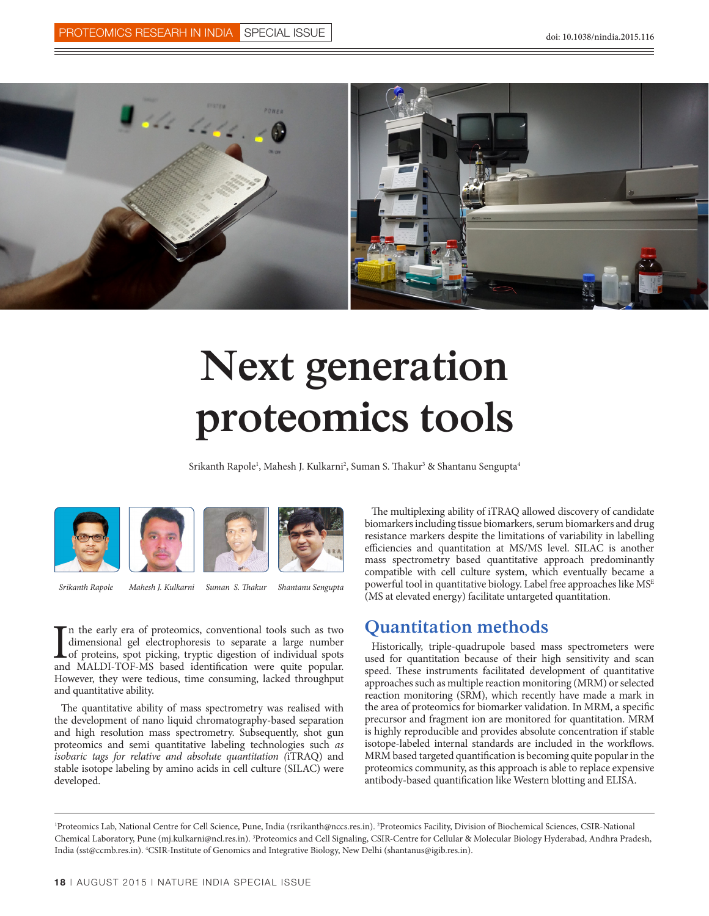# Next generation proteomics tools

Srikanth Rapole[1], Mahesh J. Kulkarni[2], Suman S. Thakur[3] & Shantanu Sengupta[4]

*Srikanth Rapole* *Mahesh J. Kulkarni* *Suman S. Thakur* *Shantanu Sengupta*

In the early era of proteomics, conventional tools such as two dimensional gel electrophoresis to separate a large number of proteins, spot picking, tryptic digestion of individual spots and MALDI-TOF-MS based identification were quite popular. However, they were tedious, time consuming, lacked throughput and quantitative ability.

The quantitative ability of mass spectrometry was realised with the development of nano liquid chromatography-based separation and high resolution mass spectrometry. Subsequently, shot gun proteomics and semi quantitative labeling technologies such *as isobaric tags for relative and absolute quantitation (*iTRAQ) and stable isotope labeling by amino acids in cell culture (SILAC) were developed.

The multiplexing ability of iTRAQ allowed discovery of candidate biomarkers including tissue biomarkers, serum biomarkers and drug resistance markers despite the limitations of variability in labelling efficiencies and quantitation at MS/MS level. SILAC is another mass spectrometry based quantitative approach predominantly compatible with cell culture system, which eventually became a powerful tool in quantitative biology. Label free approaches like $MS^E$ (MS at elevated energy) facilitate untargeted quantitation.

## Quantitation methods

Historically, triple-quadrupole based mass spectrometers were used for quantitation because of their high sensitivity and scan speed. These instruments facilitated development of quantitative approaches such as multiple reaction monitoring (MRM) or selected reaction monitoring (SRM), which recently have made a mark in the area of proteomics for biomarker validation. In MRM, a specific precursor and fragment ion are monitored for quantitation. MRM is highly reproducible and provides absolute concentration if stable isotope-labeled internal standards are included in the workflows. MRM based targeted quantification is becoming quite popular in the proteomics community, as this approach is able to replace expensive antibody-based quantification like Western blotting and ELISA.

[1]Proteomics Lab, National Centre for Cell Science, Pune, India (rsrikanth@nccs.res.in). [2]Proteomics Facility, Division of Biochemical Sciences, CSIR-National Chemical Laboratory, Pune (mj.kulkarni@ncl.res.in). [3]Proteomics and Cell Signaling, CSIR-Centre for Cellular & Molecular Biology Hyderabad, Andhra Pradesh, India (sst@ccmb.res.in). [4]CSIR-Institute of Genomics and Integrative Biology, New Delhi (shantanus@igib.res.in).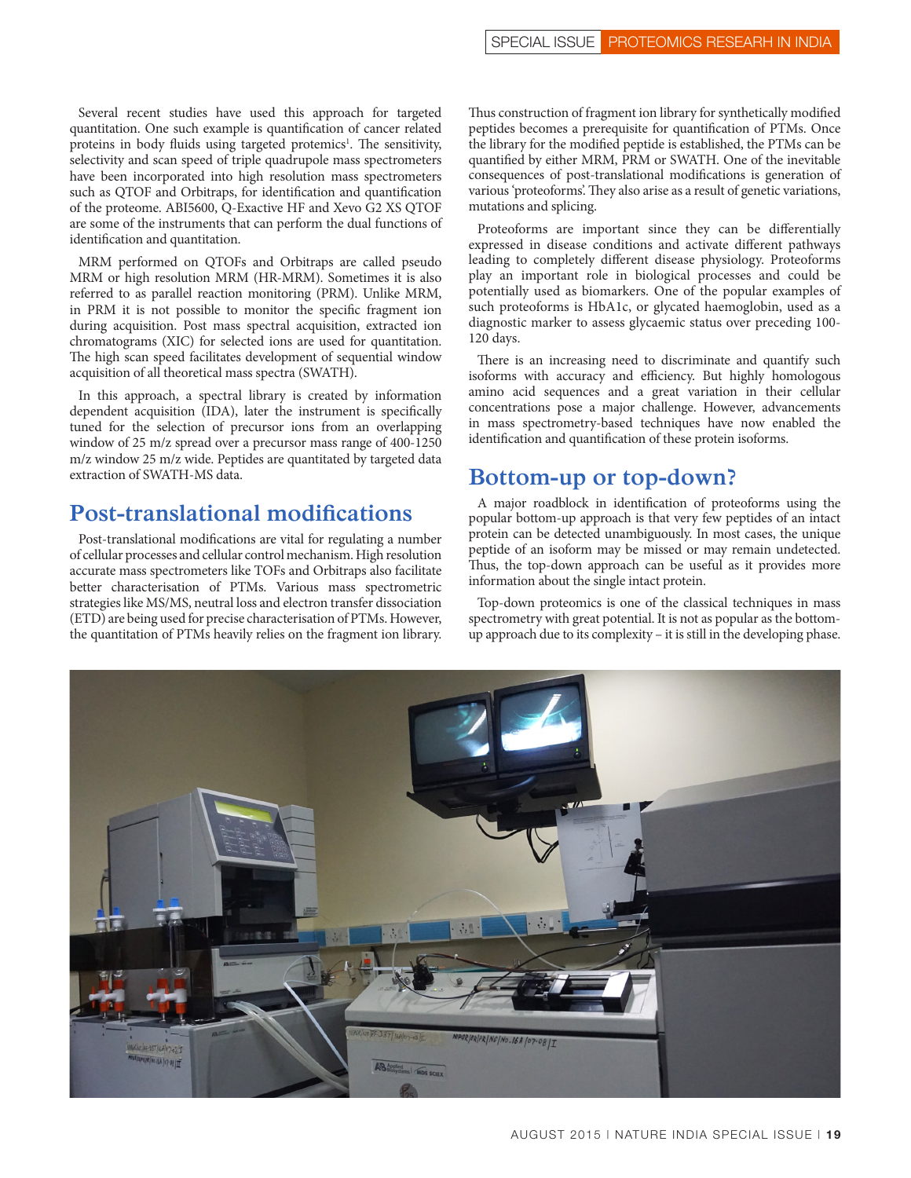Several recent studies have used this approach for targeted quantitation. One such example is quantification of cancer related proteins in body fluids using targeted protemics[1]. The sensitivity, selectivity and scan speed of triple quadrupole mass spectrometers have been incorporated into high resolution mass spectrometers such as QTOF and Orbitraps, for identification and quantification of the proteome. ABI5600, Q-Exactive HF and Xevo G2 XS QTOF are some of the instruments that can perform the dual functions of identification and quantitation.

MRM performed on QTOFs and Orbitraps are called pseudo MRM or high resolution MRM (HR-MRM). Sometimes it is also referred to as parallel reaction monitoring (PRM). Unlike MRM, in PRM it is not possible to monitor the specific fragment ion during acquisition. Post mass spectral acquisition, extracted ion chromatograms (XIC) for selected ions are used for quantitation. The high scan speed facilitates development of sequential window acquisition of all theoretical mass spectra (SWATH).

In this approach, a spectral library is created by information dependent acquisition (IDA), later the instrument is specifically tuned for the selection of precursor ions from an overlapping window of 25 m/z spread over a precursor mass range of 400-1250 m/z window 25 m/z wide. Peptides are quantitated by targeted data extraction of SWATH-MS data.

## Post-translational modifications

Post-translational modifications are vital for regulating a number of cellular processes and cellular control mechanism. High resolution accurate mass spectrometers like TOFs and Orbitraps also facilitate better characterisation of PTMs. Various mass spectrometric strategies like MS/MS, neutral loss and electron transfer dissociation (ETD) are being used for precise characterisation of PTMs. However, the quantitation of PTMs heavily relies on the fragment ion library. Thus construction of fragment ion library for synthetically modified peptides becomes a prerequisite for quantification of PTMs. Once the library for the modified peptide is established, the PTMs can be quantified by either MRM, PRM or SWATH. One of the inevitable consequences of post-translational modifications is generation of various 'proteoforms'. They also arise as a result of genetic variations, mutations and splicing.

Proteoforms are important since they can be differentially expressed in disease conditions and activate different pathways leading to completely different disease physiology. Proteoforms play an important role in biological processes and could be potentially used as biomarkers. One of the popular examples of such proteoforms is HbA1c, or glycated haemoglobin, used as a diagnostic marker to assess glycaemic status over preceding 100-120 days.

There is an increasing need to discriminate and quantify such isoforms with accuracy and efficiency. But highly homologous amino acid sequences and a great variation in their cellular concentrations pose a major challenge. However, advancements in mass spectrometry-based techniques have now enabled the identification and quantification of these protein isoforms.

## Bottom-up or top-down?

A major roadblock in identification of proteoforms using the popular bottom-up approach is that very few peptides of an intact protein can be detected unambiguously. In most cases, the unique peptide of an isoform may be missed or may remain undetected. Thus, the top-down approach can be useful as it provides more information about the single intact protein.

Top-down proteomics is one of the classical techniques in mass spectrometry with great potential. It is not as popular as the bottom-up approach due to its complexity – it is still in the developing phase.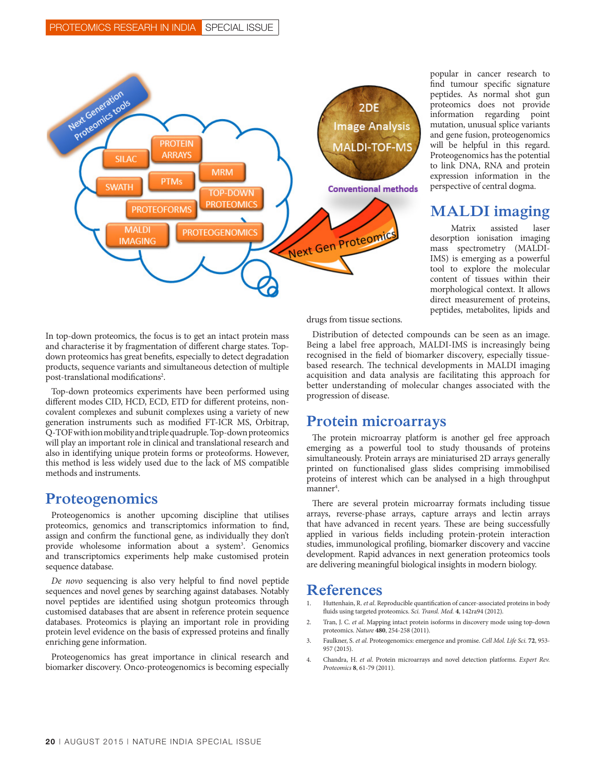Next Generation Proteomics tools

SILAC

PROTEIN ARRAYS

MRM

SWATH

PTMs

TOP-DOWN PROTEOMICS

PROTEOFORMS

MALDI IMAGING

PROTEOGENOMICS

2DE

Image Analysis

MALDI-TOF-MS

Conventional methods

Next Gen Proteomics

In top-down proteomics, the focus is to get an intact protein mass and characterise it by fragmentation of different charge states. Top-down proteomics has great benefits, especially to detect degradation products, sequence variants and simultaneous detection of multiple post-translational modifications[2].

Top-down proteomics experiments have been performed using different modes CID, HCD, ECD, ETD for different proteins, non-covalent complexes and subunit complexes using a variety of new generation instruments such as modified FT-ICR MS, Orbitrap, Q-TOF with ion mobility and triple quadruple. Top-down proteomics will play an important role in clinical and translational research and also in identifying unique protein forms or proteoforms. However, this method is less widely used due to the lack of MS compatible methods and instruments.

## Proteogenomics

Proteogenomics is another upcoming discipline that utilises proteomics, genomics and transcriptomics information to find, assign and confirm the functional gene, as individually they don't provide wholesome information about a system[3]. Genomics and transcriptomics experiments help make customised protein sequence database.

*De novo* sequencing is also very helpful to find novel peptide sequences and novel genes by searching against databases. Notably novel peptides are identified using shotgun proteomics through customised databases that are absent in reference protein sequence databases. Proteomics is playing an important role in providing protein level evidence on the basis of expressed proteins and finally enriching gene information.

Proteogenomics has great importance in clinical research and biomarker discovery. Onco-proteogenomics is becoming especially popular in cancer research to find tumour specific signature peptides. As normal shot gun proteomics does not provide information regarding point mutation, unusual splice variants and gene fusion, proteogenomics will be helpful in this regard. Proteogenomics has the potential to link DNA, RNA and protein expression information in the perspective of central dogma.

## MALDI imaging

Matrix assisted laser desorption ionisation imaging mass spectrometry (MALDI-IMS) is emerging as a powerful tool to explore the molecular content of tissues within their morphological context. It allows direct measurement of proteins, peptides, metabolites, lipids and drugs from tissue sections.

Distribution of detected compounds can be seen as an image. Being a label free approach, MALDI-IMS is increasingly being recognised in the field of biomarker discovery, especially tissue-based research. The technical developments in MALDI imaging acquisition and data analysis are facilitating this approach for better understanding of molecular changes associated with the progression of disease.

## Protein microarrays

The protein microarray platform is another gel free approach emerging as a powerful tool to study thousands of proteins simultaneously. Protein arrays are miniaturised 2D arrays generally printed on functionalised glass slides comprising immobilised proteins of interest which can be analysed in a high throughput manner[4].

There are several protein microarray formats including tissue arrays, reverse-phase arrays, capture arrays and lectin arrays that have advanced in recent years. These are being successfully applied in various fields including protein-protein interaction studies, immunological profiling, biomarker discovery and vaccine development. Rapid advances in next generation proteomics tools are delivering meaningful biological insights in modern biology.

## References

1. Huttenhain, R. *et al.* Reproducible quantification of cancer-associated proteins in body fluids using targeted proteomics. *Sci. Transl. Med.* **4**, 142ra94 (2012).
2. Tran, J. C. *et al.* Mapping intact protein isoforms in discovery mode using top-down proteomics. *Nature* **480**, 254-258 (2011).
3. Faulkner, S. *et al.* Proteogenomics: emergence and promise. *Cell Mol. Life Sci.* **72**, 953-957 (2015).
4. Chandra, H. *et al.* Protein microarrays and novel detection platforms. *Expert Rev. Proteomics* **8**, 61-79 (2011).